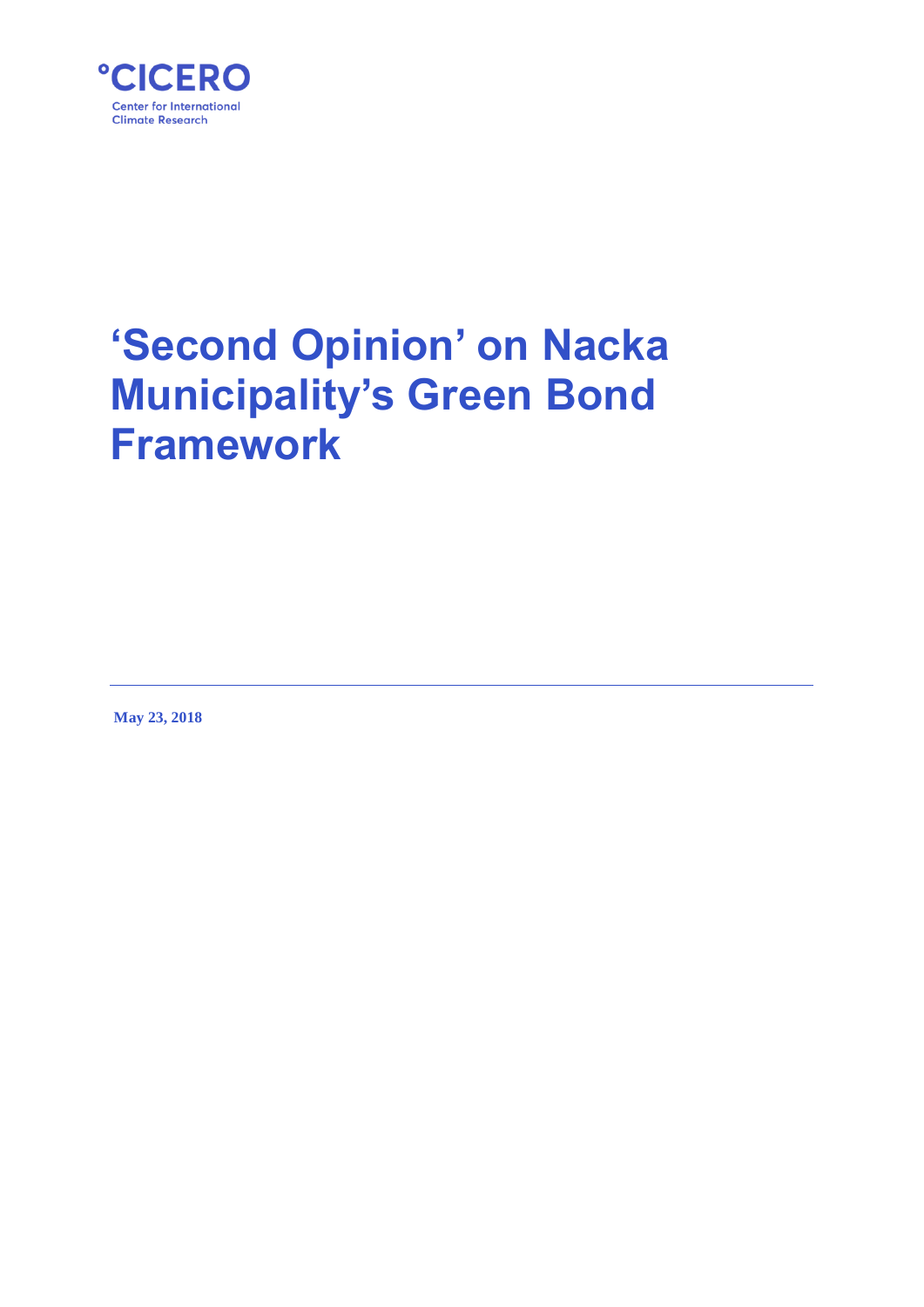°CICERO

Center for International Climate Research

# ‘Second Opinion’ on Nacka Municipality’s Green Bond Framework

**May 23, 2018**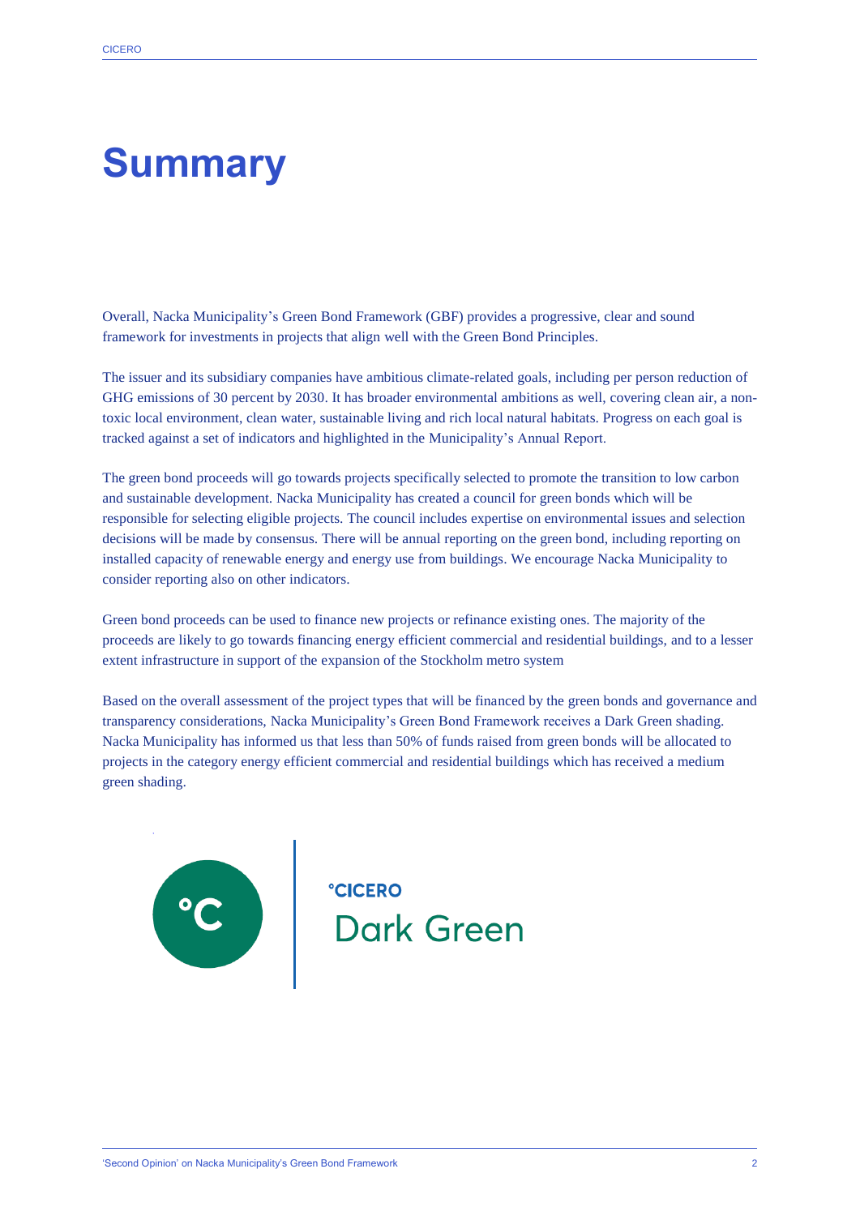# Summary

Overall, Nacka Municipality's Green Bond Framework (GBF) provides a progressive, clear and sound framework for investments in projects that align well with the Green Bond Principles.

The issuer and its subsidiary companies have ambitious climate-related goals, including per person reduction of GHG emissions of 30 percent by 2030. It has broader environmental ambitions as well, covering clean air, a non-toxic local environment, clean water, sustainable living and rich local natural habitats. Progress on each goal is tracked against a set of indicators and highlighted in the Municipality's Annual Report.

The green bond proceeds will go towards projects specifically selected to promote the transition to low carbon and sustainable development. Nacka Municipality has created a council for green bonds which will be responsible for selecting eligible projects. The council includes expertise on environmental issues and selection decisions will be made by consensus. There will be annual reporting on the green bond, including reporting on installed capacity of renewable energy and energy use from buildings. We encourage Nacka Municipality to consider reporting also on other indicators.

Green bond proceeds can be used to finance new projects or refinance existing ones. The majority of the proceeds are likely to go towards financing energy efficient commercial and residential buildings, and to a lesser extent infrastructure in support of the expansion of the Stockholm metro system

Based on the overall assessment of the project types that will be financed by the green bonds and governance and transparency considerations, Nacka Municipality's Green Bond Framework receives a Dark Green shading. Nacka Municipality has informed us that less than 50% of funds raised from green bonds will be allocated to projects in the category energy efficient commercial and residential buildings which has received a medium green shading.

°CICERO Dark Green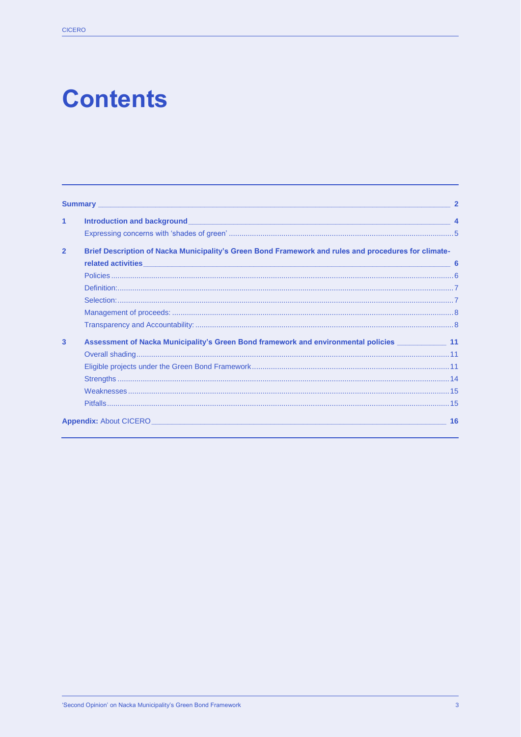# Contents

| | | |
|---|---|---|
| **Summary** | | **2** |
| **1** | **Introduction and background** | **4** |
| | Expressing concerns with 'shades of green' | 5 |
| **2** | **Brief Description of Nacka Municipality's Green Bond Framework and rules and procedures for climate-related activities** | **6** |
| | Policies | 6 |
| | Definition: | 7 |
| | Selection: | 7 |
| | Management of proceeds: | 8 |
| | Transparency and Accountability: | 8 |
| **3** | **Assessment of Nacka Municipality's Green Bond framework and environmental policies** | **11** |
| | Overall shading | 11 |
| | Eligible projects under the Green Bond Framework | 11 |
| | Strengths | 14 |
| | Weaknesses | 15 |
| | Pitfalls | 15 |
| **Appendix:** About CICERO | | **16** |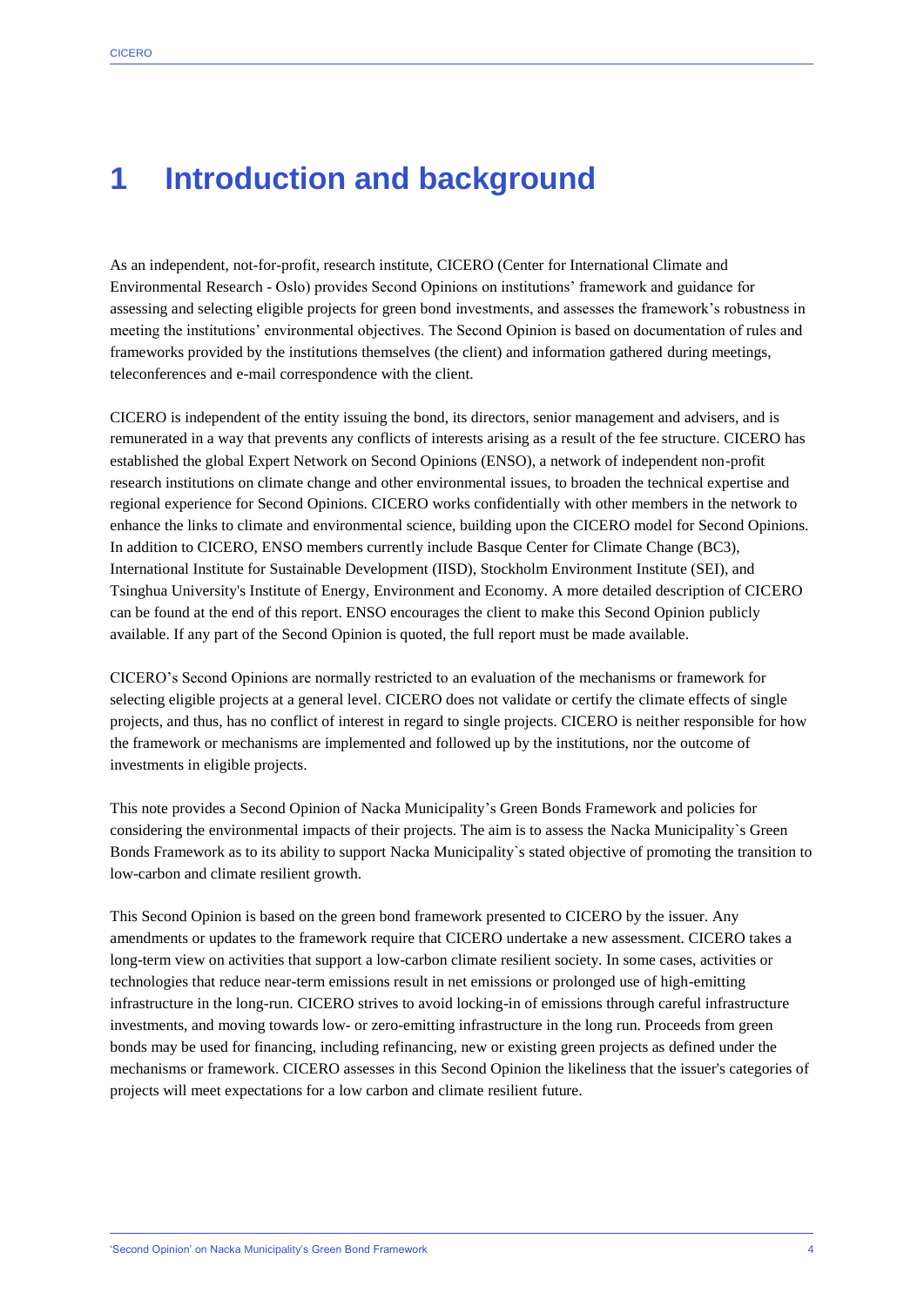# 1 Introduction and background

As an independent, not-for-profit, research institute, CICERO (Center for International Climate and Environmental Research - Oslo) provides Second Opinions on institutions' framework and guidance for assessing and selecting eligible projects for green bond investments, and assesses the framework's robustness in meeting the institutions' environmental objectives. The Second Opinion is based on documentation of rules and frameworks provided by the institutions themselves (the client) and information gathered during meetings, teleconferences and e-mail correspondence with the client.

CICERO is independent of the entity issuing the bond, its directors, senior management and advisers, and is remunerated in a way that prevents any conflicts of interests arising as a result of the fee structure. CICERO has established the global Expert Network on Second Opinions (ENSO), a network of independent non-profit research institutions on climate change and other environmental issues, to broaden the technical expertise and regional experience for Second Opinions. CICERO works confidentially with other members in the network to enhance the links to climate and environmental science, building upon the CICERO model for Second Opinions. In addition to CICERO, ENSO members currently include Basque Center for Climate Change (BC3), International Institute for Sustainable Development (IISD), Stockholm Environment Institute (SEI), and Tsinghua University's Institute of Energy, Environment and Economy. A more detailed description of CICERO can be found at the end of this report. ENSO encourages the client to make this Second Opinion publicly available. If any part of the Second Opinion is quoted, the full report must be made available.

CICERO's Second Opinions are normally restricted to an evaluation of the mechanisms or framework for selecting eligible projects at a general level. CICERO does not validate or certify the climate effects of single projects, and thus, has no conflict of interest in regard to single projects. CICERO is neither responsible for how the framework or mechanisms are implemented and followed up by the institutions, nor the outcome of investments in eligible projects.

This note provides a Second Opinion of Nacka Municipality's Green Bonds Framework and policies for considering the environmental impacts of their projects. The aim is to assess the Nacka Municipality`s Green Bonds Framework as to its ability to support Nacka Municipality`s stated objective of promoting the transition to low-carbon and climate resilient growth.

This Second Opinion is based on the green bond framework presented to CICERO by the issuer. Any amendments or updates to the framework require that CICERO undertake a new assessment. CICERO takes a long-term view on activities that support a low-carbon climate resilient society. In some cases, activities or technologies that reduce near-term emissions result in net emissions or prolonged use of high-emitting infrastructure in the long-run. CICERO strives to avoid locking-in of emissions through careful infrastructure investments, and moving towards low- or zero-emitting infrastructure in the long run. Proceeds from green bonds may be used for financing, including refinancing, new or existing green projects as defined under the mechanisms or framework. CICERO assesses in this Second Opinion the likeliness that the issuer's categories of projects will meet expectations for a low carbon and climate resilient future.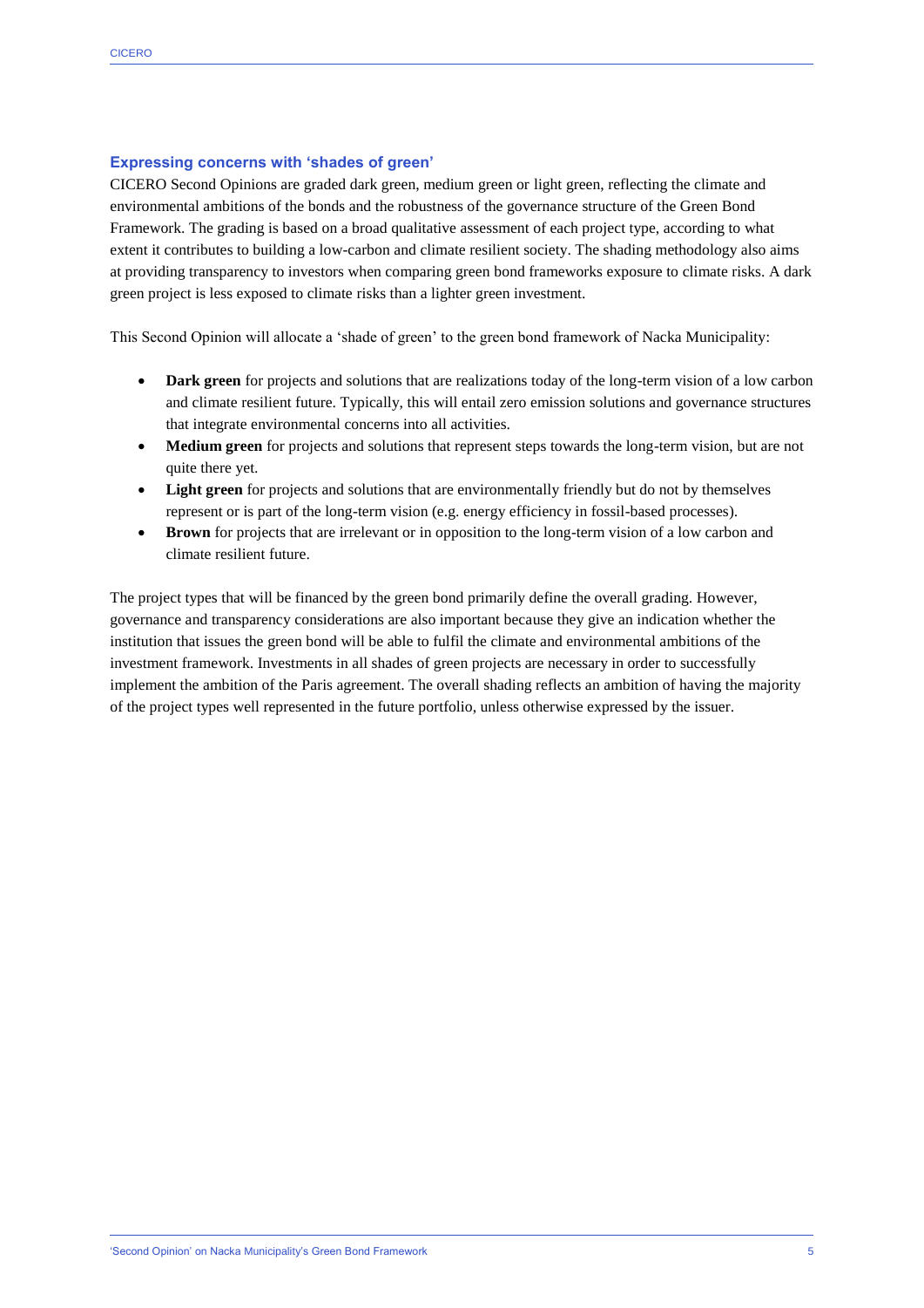## Expressing concerns with 'shades of green'

CICERO Second Opinions are graded dark green, medium green or light green, reflecting the climate and environmental ambitions of the bonds and the robustness of the governance structure of the Green Bond Framework. The grading is based on a broad qualitative assessment of each project type, according to what extent it contributes to building a low-carbon and climate resilient society. The shading methodology also aims at providing transparency to investors when comparing green bond frameworks exposure to climate risks. A dark green project is less exposed to climate risks than a lighter green investment.

This Second Opinion will allocate a 'shade of green' to the green bond framework of Nacka Municipality:

- **Dark green** for projects and solutions that are realizations today of the long-term vision of a low carbon and climate resilient future. Typically, this will entail zero emission solutions and governance structures that integrate environmental concerns into all activities.
- **Medium green** for projects and solutions that represent steps towards the long-term vision, but are not quite there yet.
- **Light green** for projects and solutions that are environmentally friendly but do not by themselves represent or is part of the long-term vision (e.g. energy efficiency in fossil-based processes).
- **Brown** for projects that are irrelevant or in opposition to the long-term vision of a low carbon and climate resilient future.

The project types that will be financed by the green bond primarily define the overall grading. However, governance and transparency considerations are also important because they give an indication whether the institution that issues the green bond will be able to fulfil the climate and environmental ambitions of the investment framework. Investments in all shades of green projects are necessary in order to successfully implement the ambition of the Paris agreement. The overall shading reflects an ambition of having the majority of the project types well represented in the future portfolio, unless otherwise expressed by the issuer.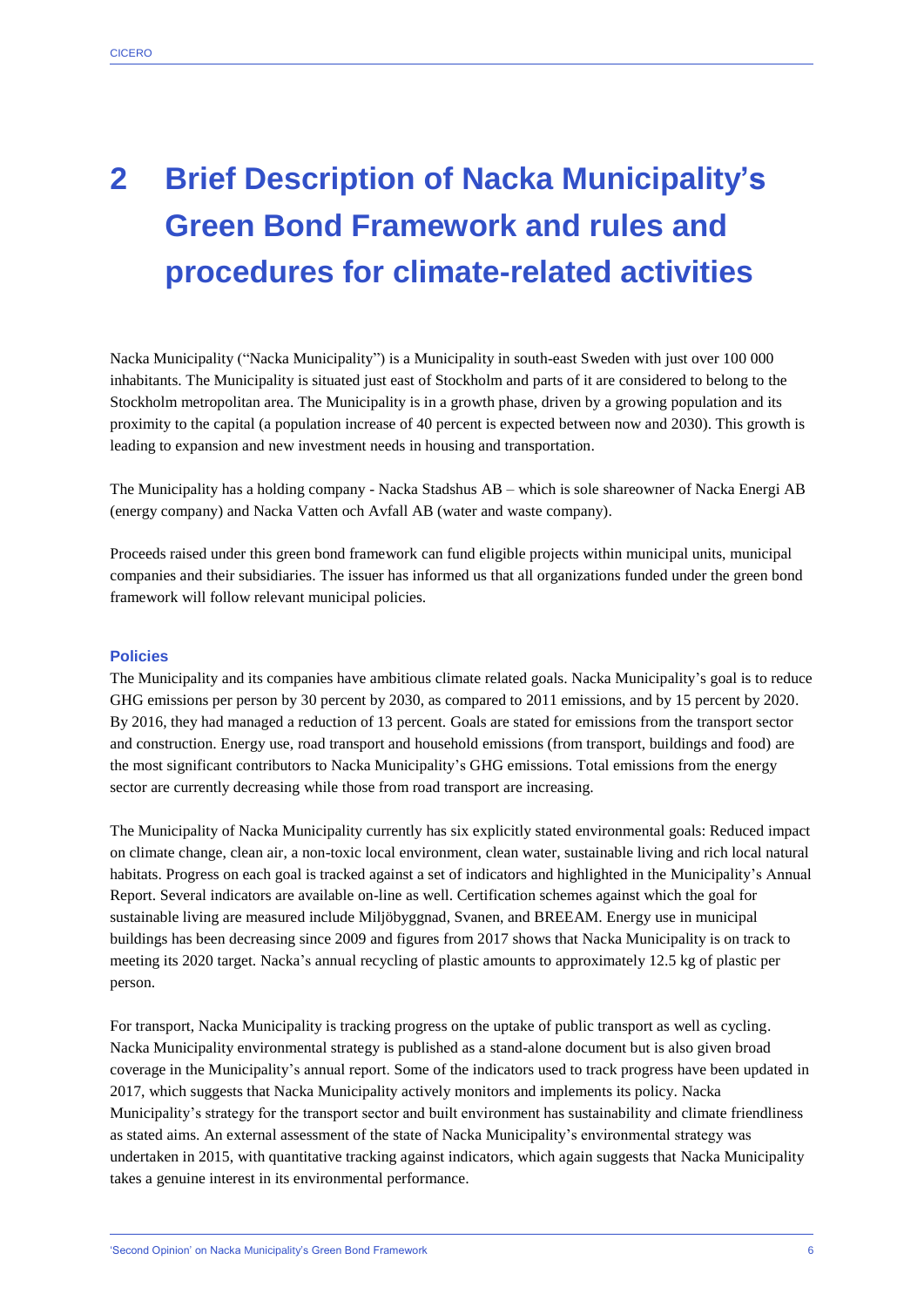# 2 Brief Description of Nacka Municipality's Green Bond Framework and rules and procedures for climate-related activities

Nacka Municipality ("Nacka Municipality") is a Municipality in south-east Sweden with just over 100 000 inhabitants. The Municipality is situated just east of Stockholm and parts of it are considered to belong to the Stockholm metropolitan area. The Municipality is in a growth phase, driven by a growing population and its proximity to the capital (a population increase of 40 percent is expected between now and 2030). This growth is leading to expansion and new investment needs in housing and transportation.

The Municipality has a holding company - Nacka Stadshus AB – which is sole shareowner of Nacka Energi AB (energy company) and Nacka Vatten och Avfall AB (water and waste company).

Proceeds raised under this green bond framework can fund eligible projects within municipal units, municipal companies and their subsidiaries. The issuer has informed us that all organizations funded under the green bond framework will follow relevant municipal policies.

### Policies

The Municipality and its companies have ambitious climate related goals. Nacka Municipality's goal is to reduce GHG emissions per person by 30 percent by 2030, as compared to 2011 emissions, and by 15 percent by 2020. By 2016, they had managed a reduction of 13 percent. Goals are stated for emissions from the transport sector and construction. Energy use, road transport and household emissions (from transport, buildings and food) are the most significant contributors to Nacka Municipality's GHG emissions. Total emissions from the energy sector are currently decreasing while those from road transport are increasing.

The Municipality of Nacka Municipality currently has six explicitly stated environmental goals: Reduced impact on climate change, clean air, a non-toxic local environment, clean water, sustainable living and rich local natural habitats. Progress on each goal is tracked against a set of indicators and highlighted in the Municipality's Annual Report. Several indicators are available on-line as well. Certification schemes against which the goal for sustainable living are measured include Miljöbyggnad, Svanen, and BREEAM. Energy use in municipal buildings has been decreasing since 2009 and figures from 2017 shows that Nacka Municipality is on track to meeting its 2020 target. Nacka's annual recycling of plastic amounts to approximately 12.5 kg of plastic per person.

For transport, Nacka Municipality is tracking progress on the uptake of public transport as well as cycling. Nacka Municipality environmental strategy is published as a stand-alone document but is also given broad coverage in the Municipality's annual report. Some of the indicators used to track progress have been updated in 2017, which suggests that Nacka Municipality actively monitors and implements its policy. Nacka Municipality's strategy for the transport sector and built environment has sustainability and climate friendliness as stated aims. An external assessment of the state of Nacka Municipality's environmental strategy was undertaken in 2015, with quantitative tracking against indicators, which again suggests that Nacka Municipality takes a genuine interest in its environmental performance.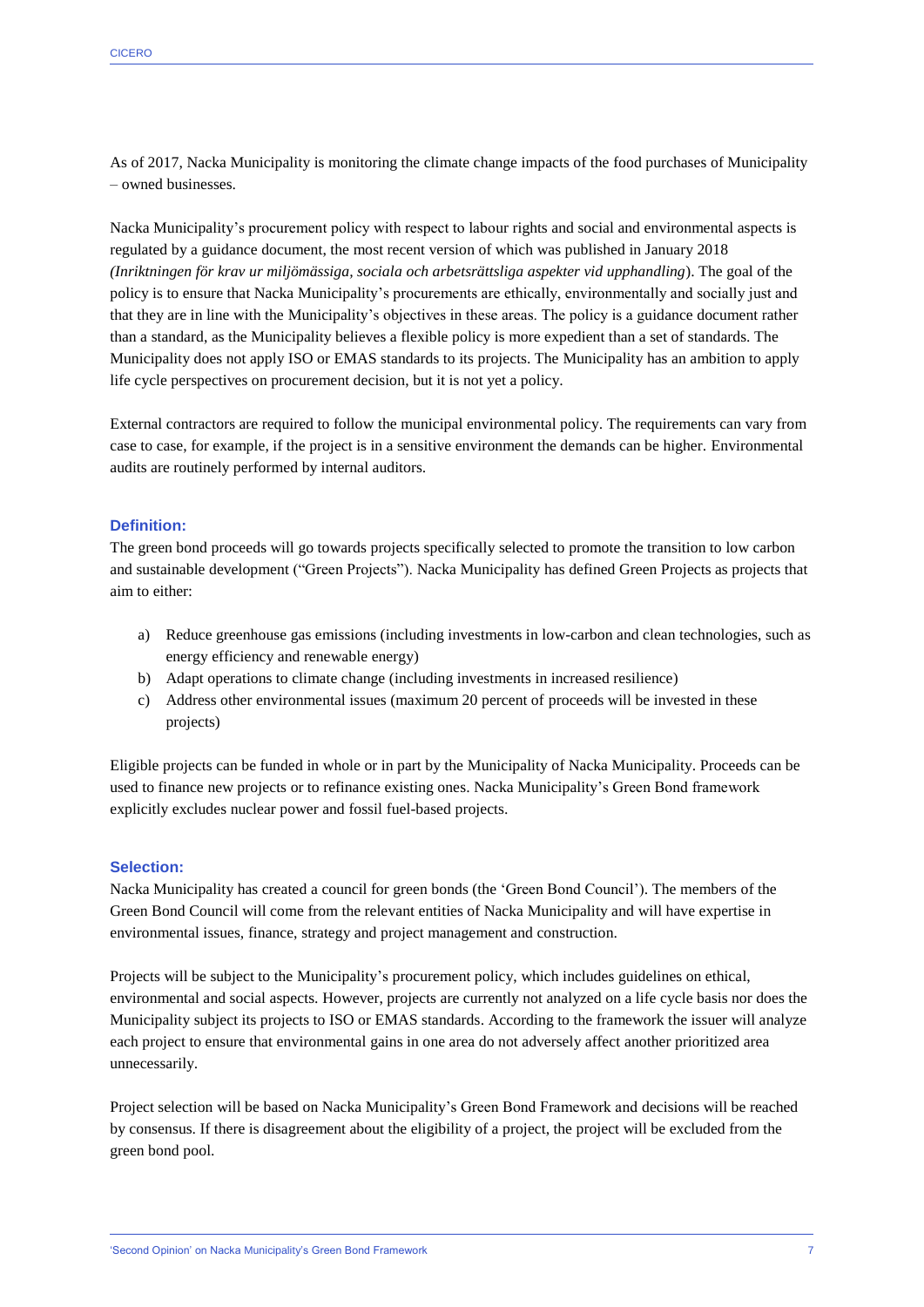As of 2017, Nacka Municipality is monitoring the climate change impacts of the food purchases of Municipality – owned businesses.

Nacka Municipality's procurement policy with respect to labour rights and social and environmental aspects is regulated by a guidance document, the most recent version of which was published in January 2018 *(Inriktningen för krav ur miljömässiga, sociala och arbetsrättsliga aspekter vid upphandling*). The goal of the policy is to ensure that Nacka Municipality's procurements are ethically, environmentally and socially just and that they are in line with the Municipality's objectives in these areas. The policy is a guidance document rather than a standard, as the Municipality believes a flexible policy is more expedient than a set of standards. The Municipality does not apply ISO or EMAS standards to its projects. The Municipality has an ambition to apply life cycle perspectives on procurement decision, but it is not yet a policy.

External contractors are required to follow the municipal environmental policy. The requirements can vary from case to case, for example, if the project is in a sensitive environment the demands can be higher. Environmental audits are routinely performed by internal auditors.

### Definition:

The green bond proceeds will go towards projects specifically selected to promote the transition to low carbon and sustainable development ("Green Projects"). Nacka Municipality has defined Green Projects as projects that aim to either:

a) Reduce greenhouse gas emissions (including investments in low-carbon and clean technologies, such as energy efficiency and renewable energy)
b) Adapt operations to climate change (including investments in increased resilience)
c) Address other environmental issues (maximum 20 percent of proceeds will be invested in these projects)

Eligible projects can be funded in whole or in part by the Municipality of Nacka Municipality. Proceeds can be used to finance new projects or to refinance existing ones. Nacka Municipality's Green Bond framework explicitly excludes nuclear power and fossil fuel-based projects.

### Selection:

Nacka Municipality has created a council for green bonds (the 'Green Bond Council'). The members of the Green Bond Council will come from the relevant entities of Nacka Municipality and will have expertise in environmental issues, finance, strategy and project management and construction.

Projects will be subject to the Municipality's procurement policy, which includes guidelines on ethical, environmental and social aspects. However, projects are currently not analyzed on a life cycle basis nor does the Municipality subject its projects to ISO or EMAS standards. According to the framework the issuer will analyze each project to ensure that environmental gains in one area do not adversely affect another prioritized area unnecessarily.

Project selection will be based on Nacka Municipality's Green Bond Framework and decisions will be reached by consensus. If there is disagreement about the eligibility of a project, the project will be excluded from the green bond pool.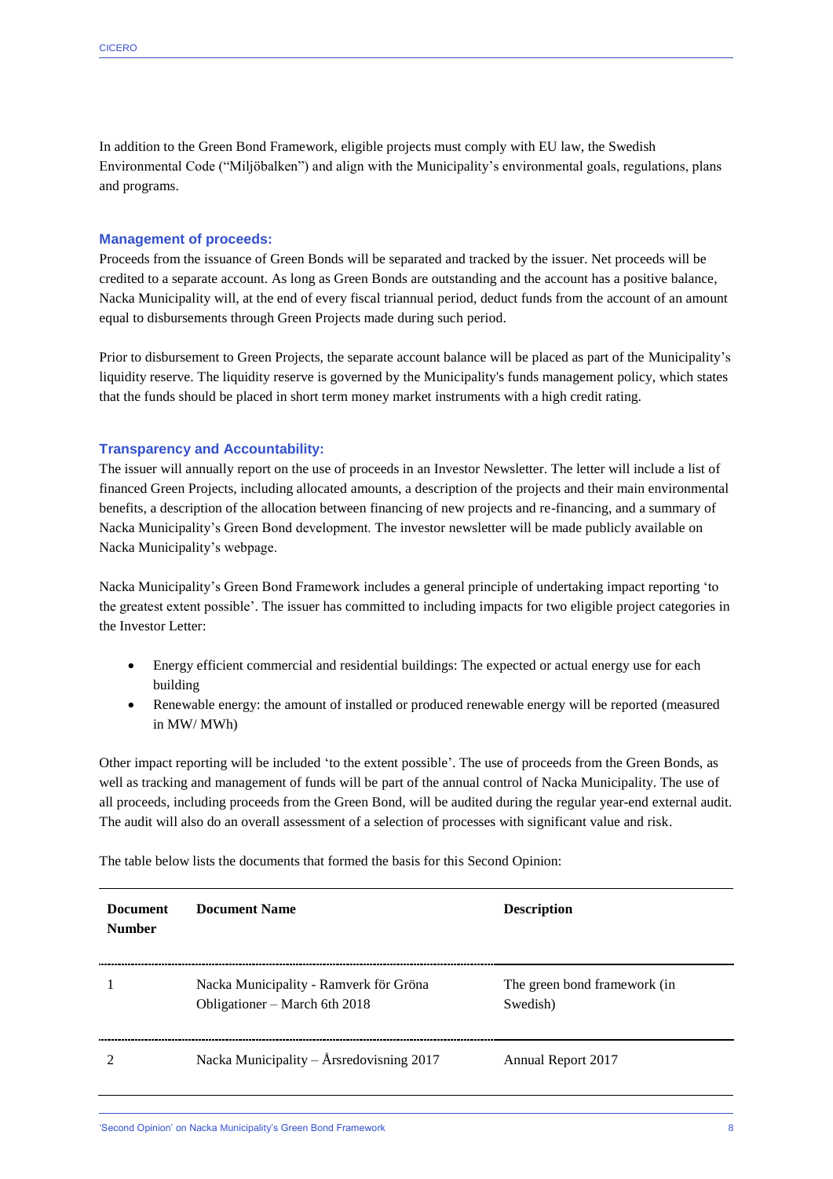In addition to the Green Bond Framework, eligible projects must comply with EU law, the Swedish Environmental Code ("Miljöbalken") and align with the Municipality's environmental goals, regulations, plans and programs.

### Management of proceeds:

Proceeds from the issuance of Green Bonds will be separated and tracked by the issuer. Net proceeds will be credited to a separate account. As long as Green Bonds are outstanding and the account has a positive balance, Nacka Municipality will, at the end of every fiscal triannual period, deduct funds from the account of an amount equal to disbursements through Green Projects made during such period.

Prior to disbursement to Green Projects, the separate account balance will be placed as part of the Municipality's liquidity reserve. The liquidity reserve is governed by the Municipality's funds management policy, which states that the funds should be placed in short term money market instruments with a high credit rating.

### Transparency and Accountability:

The issuer will annually report on the use of proceeds in an Investor Newsletter. The letter will include a list of financed Green Projects, including allocated amounts, a description of the projects and their main environmental benefits, a description of the allocation between financing of new projects and re-financing, and a summary of Nacka Municipality's Green Bond development. The investor newsletter will be made publicly available on Nacka Municipality's webpage.

Nacka Municipality's Green Bond Framework includes a general principle of undertaking impact reporting 'to the greatest extent possible'. The issuer has committed to including impacts for two eligible project categories in the Investor Letter:

- Energy efficient commercial and residential buildings: The expected or actual energy use for each building
- Renewable energy: the amount of installed or produced renewable energy will be reported (measured in MW/ MWh)

Other impact reporting will be included 'to the extent possible'. The use of proceeds from the Green Bonds, as well as tracking and management of funds will be part of the annual control of Nacka Municipality. The use of all proceeds, including proceeds from the Green Bond, will be audited during the regular year-end external audit. The audit will also do an overall assessment of a selection of processes with significant value and risk.

The table below lists the documents that formed the basis for this Second Opinion:

| Document Number | Document Name | Description |
|---|---|---|
| 1 | Nacka Municipality - Ramverk för Gröna Obligationer – March 6th 2018 | The green bond framework (in Swedish) |
| 2 | Nacka Municipality – Årsredovisning 2017 | Annual Report 2017 |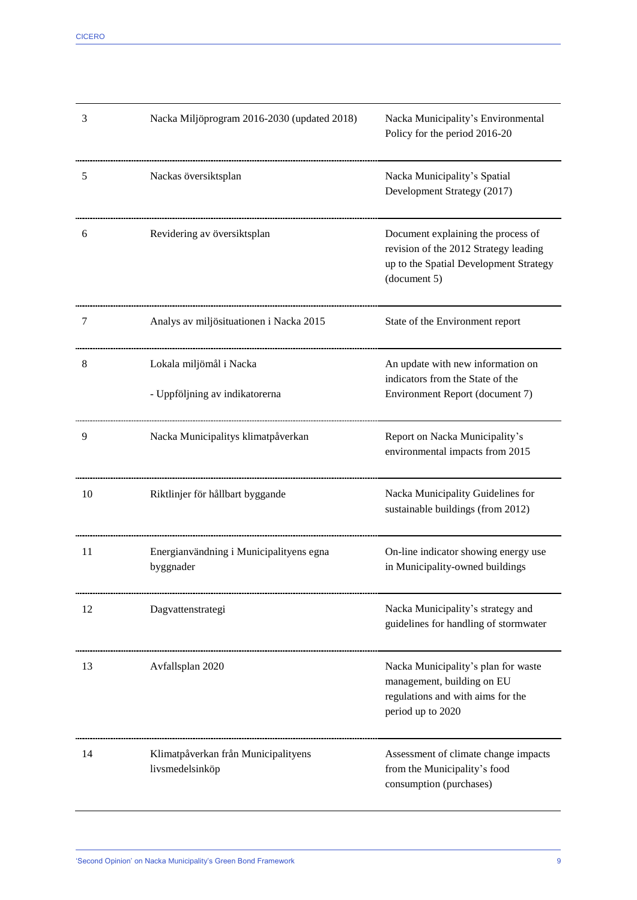| | | |
|---|---|---|
| 3 | Nacka Miljöprogram 2016-2030 (updated 2018) | Nacka Municipality's Environmental Policy for the period 2016-20 |
| 5 | Nackas översiktsplan | Nacka Municipality's Spatial Development Strategy (2017) |
| 6 | Revidering av översiktsplan | Document explaining the process of revision of the 2012 Strategy leading up to the Spatial Development Strategy (document 5) |
| 7 | Analys av miljösituationen i Nacka 2015 | State of the Environment report |
| 8 | Lokala miljömål i Nacka<br><br>- Uppföljning av indikatorerna | An update with new information on indicators from the State of the Environment Report (document 7) |
| 9 | Nacka Municipalitys klimatpåverkan | Report on Nacka Municipality's environmental impacts from 2015 |
| 10 | Riktlinjer för hållbart byggande | Nacka Municipality Guidelines for sustainable buildings (from 2012) |
| 11 | Energianvändning i Municipalityens egna byggnader | On-line indicator showing energy use in Municipality-owned buildings |
| 12 | Dagvattenstrategi | Nacka Municipality's strategy and guidelines for handling of stormwater |
| 13 | Avfallsplan 2020 | Nacka Municipality's plan for waste management, building on EU regulations and with aims for the period up to 2020 |
| 14 | Klimatpåverkan från Municipalityens livsmedelsinköp | Assessment of climate change impacts from the Municipality's food consumption (purchases) |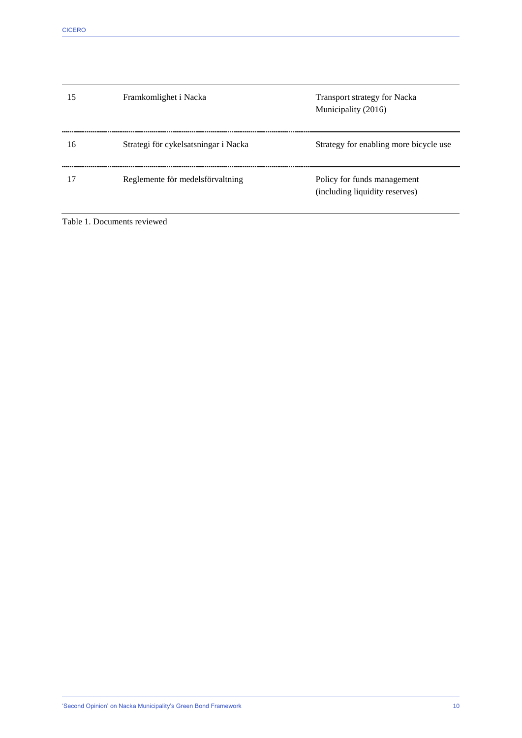| | | |
|---|---|---|
| 15 | Framkomlighet i Nacka | Transport strategy for Nacka Municipality (2016) |
| 16 | Strategi för cykelsatsningar i Nacka | Strategy for enabling more bicycle use |
| 17 | Reglemente för medelsförvaltning | Policy for funds management (including liquidity reserves) |

Table 1. Documents reviewed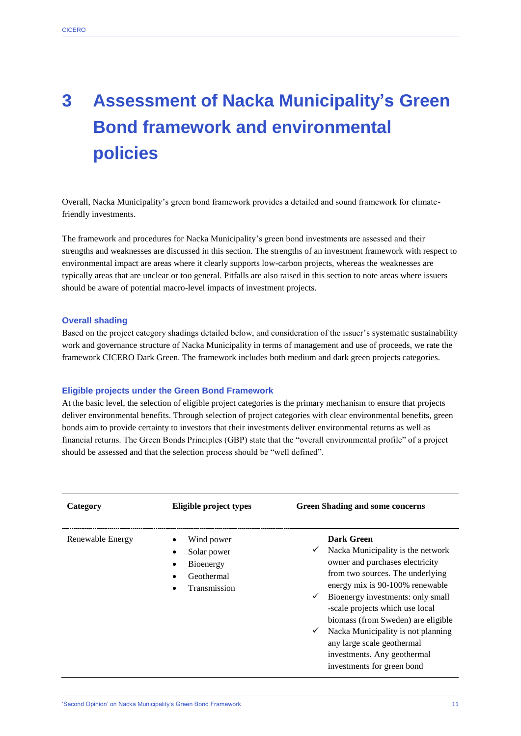# 3 Assessment of Nacka Municipality's Green Bond framework and environmental policies

Overall, Nacka Municipality's green bond framework provides a detailed and sound framework for climate-friendly investments.

The framework and procedures for Nacka Municipality's green bond investments are assessed and their strengths and weaknesses are discussed in this section. The strengths of an investment framework with respect to environmental impact are areas where it clearly supports low-carbon projects, whereas the weaknesses are typically areas that are unclear or too general. Pitfalls are also raised in this section to note areas where issuers should be aware of potential macro-level impacts of investment projects.

### Overall shading

Based on the project category shadings detailed below, and consideration of the issuer's systematic sustainability work and governance structure of Nacka Municipality in terms of management and use of proceeds, we rate the framework CICERO Dark Green. The framework includes both medium and dark green projects categories.

### Eligible projects under the Green Bond Framework

At the basic level, the selection of eligible project categories is the primary mechanism to ensure that projects deliver environmental benefits. Through selection of project categories with clear environmental benefits, green bonds aim to provide certainty to investors that their investments deliver environmental returns as well as financial returns. The Green Bonds Principles (GBP) state that the "overall environmental profile" of a project should be assessed and that the selection process should be "well defined".

| Category | Eligible project types | Green Shading and some concerns |
|---|---|---|
| Renewable Energy | • Wind power<br>• Solar power<br>• Bioenergy<br>• Geothermal<br>• Transmission | **Dark Green**<br>✓ Nacka Municipality is the network owner and purchases electricity from two sources. The underlying energy mix is 90-100% renewable<br>✓ Bioenergy investments: only small -scale projects which use local biomass (from Sweden) are eligible<br>✓ Nacka Municipality is not planning any large scale geothermal investments. Any geothermal investments for green bond |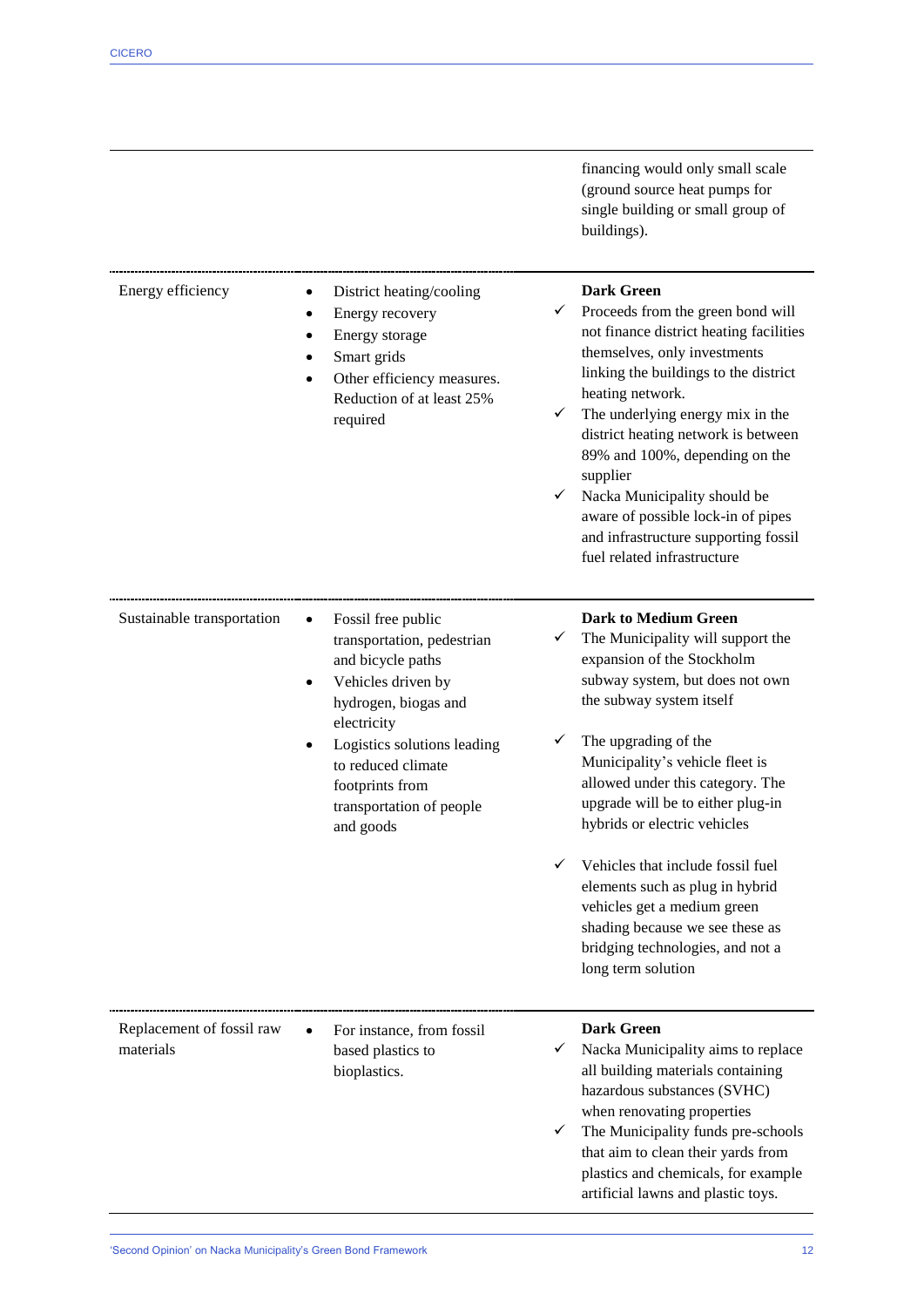| | | |
|---|---|---|
| | | financing would only small scale (ground source heat pumps for single building or small group of buildings). |
| Energy efficiency | • District heating/cooling<br>• Energy recovery<br>• Energy storage<br>• Smart grids<br>• Other efficiency measures. Reduction of at least 25% required | **Dark Green**<br>✓ Proceeds from the green bond will not finance district heating facilities themselves, only investments linking the buildings to the district heating network.<br>✓ The underlying energy mix in the district heating network is between 89% and 100%, depending on the supplier<br>✓ Nacka Municipality should be aware of possible lock-in of pipes and infrastructure supporting fossil fuel related infrastructure |
| Sustainable transportation | • Fossil free public transportation, pedestrian and bicycle paths<br>• Vehicles driven by hydrogen, biogas and electricity<br>• Logistics solutions leading to reduced climate footprints from transportation of people and goods | **Dark to Medium Green**<br>✓ The Municipality will support the expansion of the Stockholm subway system, but does not own the subway system itself<br>✓ The upgrading of the Municipality's vehicle fleet is allowed under this category. The upgrade will be to either plug-in hybrids or electric vehicles<br>✓ Vehicles that include fossil fuel elements such as plug in hybrid vehicles get a medium green shading because we see these as bridging technologies, and not a long term solution |
| Replacement of fossil raw materials | • For instance, from fossil based plastics to bioplastics. | **Dark Green**<br>✓ Nacka Municipality aims to replace all building materials containing hazardous substances (SVHC) when renovating properties<br>✓ The Municipality funds pre-schools that aim to clean their yards from plastics and chemicals, for example artificial lawns and plastic toys. |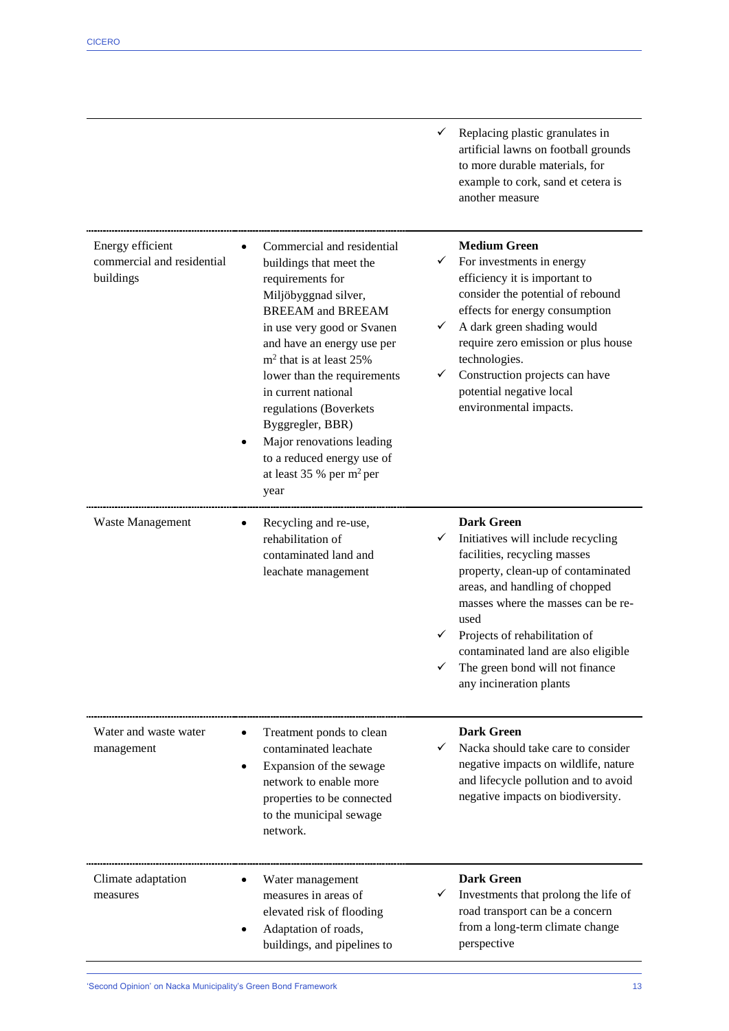| | | |
|---|---|---|
| | | ✓ Replacing plastic granulates in artificial lawns on football grounds to more durable materials, for example to cork, sand et cetera is another measure |
| Energy efficient commercial and residential buildings | • Commercial and residential buildings that meet the requirements for Miljöbyggnad silver, BREEAM and BREEAM in use very good or Svanen and have an energy use per $m^2$ that is at least 25% lower than the requirements in current national regulations (Boverkets Byggregler, BBR)<br>• Major renovations leading to a reduced energy use of at least 35 % per $m^2$ per year | **Medium Green**<br>✓ For investments in energy efficiency it is important to consider the potential of rebound effects for energy consumption<br>✓ A dark green shading would require zero emission or plus house technologies.<br>✓ Construction projects can have potential negative local environmental impacts. |
| Waste Management | • Recycling and re-use, rehabilitation of contaminated land and leachate management | **Dark Green**<br>✓ Initiatives will include recycling facilities, recycling masses property, clean-up of contaminated areas, and handling of chopped masses where the masses can be re-used<br>✓ Projects of rehabilitation of contaminated land are also eligible<br>✓ The green bond will not finance any incineration plants |
| Water and waste water management | • Treatment ponds to clean contaminated leachate<br>• Expansion of the sewage network to enable more properties to be connected to the municipal sewage network. | **Dark Green**<br>✓ Nacka should take care to consider negative impacts on wildlife, nature and lifecycle pollution and to avoid negative impacts on biodiversity. |
| Climate adaptation measures | • Water management measures in areas of elevated risk of flooding<br>• Adaptation of roads, buildings, and pipelines to | **Dark Green**<br>✓ Investments that prolong the life of road transport can be a concern from a long-term climate change perspective |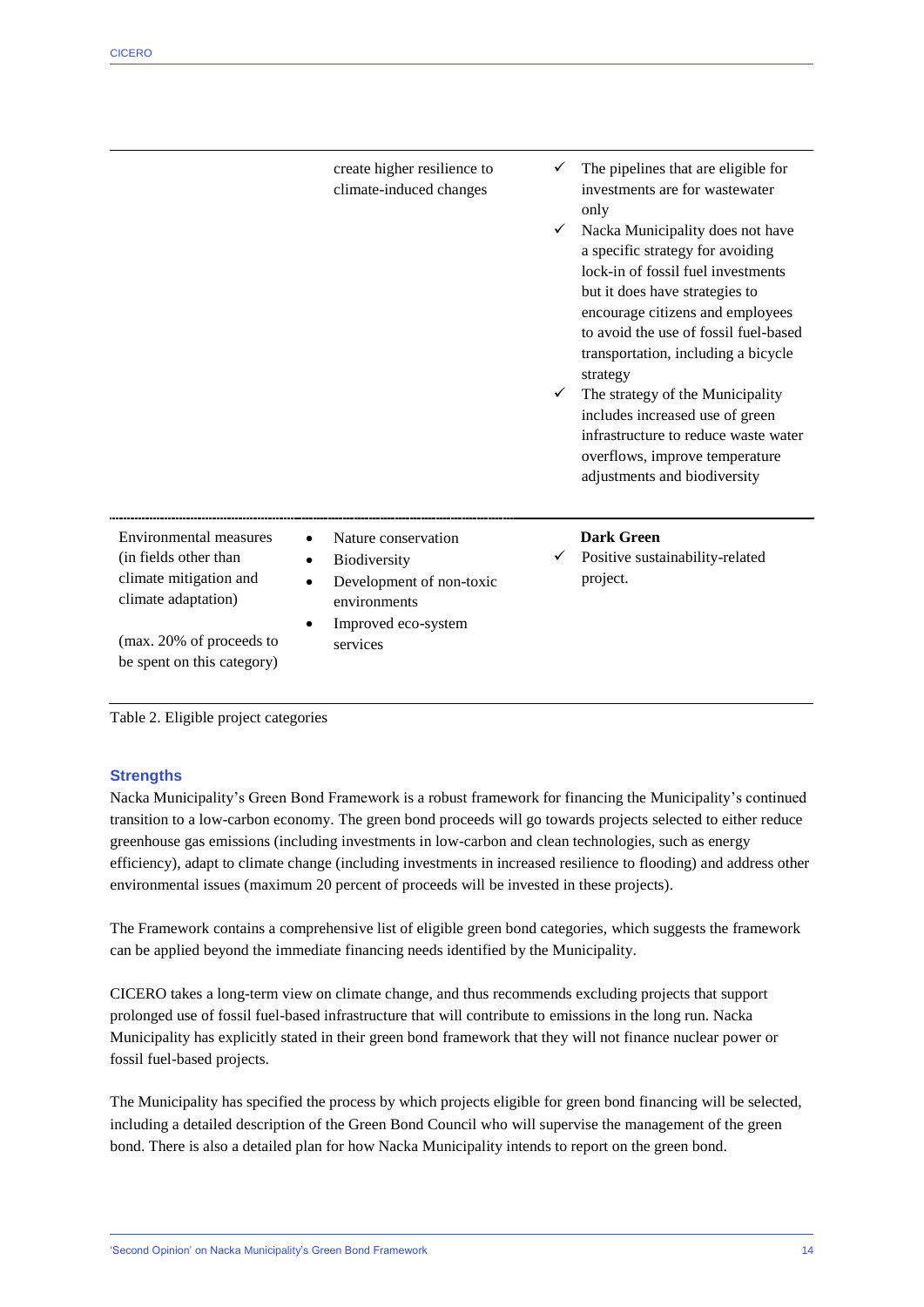| | | |
|---|---|---|
| | create higher resilience to climate-induced changes | ✓ The pipelines that are eligible for investments are for wastewater only<br>✓ Nacka Municipality does not have a specific strategy for avoiding lock-in of fossil fuel investments but it does have strategies to encourage citizens and employees to avoid the use of fossil fuel-based transportation, including a bicycle strategy<br>✓ The strategy of the Municipality includes increased use of green infrastructure to reduce waste water overflows, improve temperature adjustments and biodiversity |
| Environmental measures (in fields other than climate mitigation and climate adaptation)<br><br>(max. 20% of proceeds to be spent on this category) | • Nature conservation<br>• Biodiversity<br>• Development of non-toxic environments<br>• Improved eco-system services | **Dark Green**<br>✓ Positive sustainability-related project. |

Table 2. Eligible project categories

### Strengths

Nacka Municipality's Green Bond Framework is a robust framework for financing the Municipality's continued transition to a low-carbon economy. The green bond proceeds will go towards projects selected to either reduce greenhouse gas emissions (including investments in low-carbon and clean technologies, such as energy efficiency), adapt to climate change (including investments in increased resilience to flooding) and address other environmental issues (maximum 20 percent of proceeds will be invested in these projects).

The Framework contains a comprehensive list of eligible green bond categories, which suggests the framework can be applied beyond the immediate financing needs identified by the Municipality.

CICERO takes a long-term view on climate change, and thus recommends excluding projects that support prolonged use of fossil fuel-based infrastructure that will contribute to emissions in the long run. Nacka Municipality has explicitly stated in their green bond framework that they will not finance nuclear power or fossil fuel-based projects.

The Municipality has specified the process by which projects eligible for green bond financing will be selected, including a detailed description of the Green Bond Council who will supervise the management of the green bond. There is also a detailed plan for how Nacka Municipality intends to report on the green bond.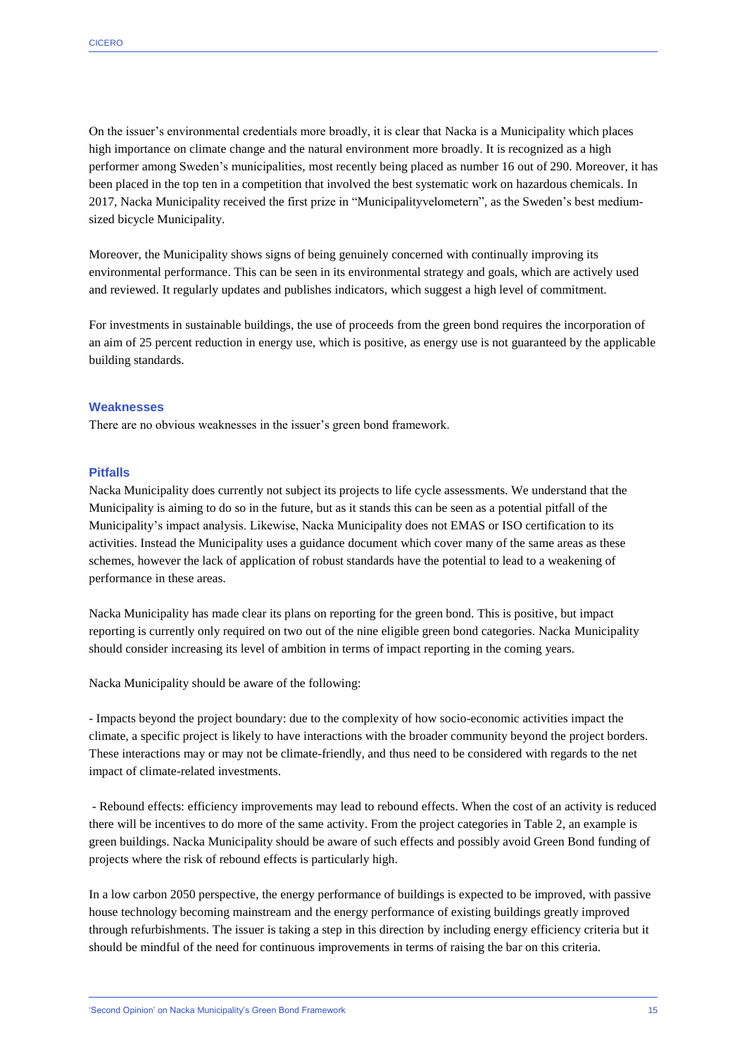On the issuer's environmental credentials more broadly, it is clear that Nacka is a Municipality which places high importance on climate change and the natural environment more broadly. It is recognized as a high performer among Sweden's municipalities, most recently being placed as number 16 out of 290. Moreover, it has been placed in the top ten in a competition that involved the best systematic work on hazardous chemicals. In 2017, Nacka Municipality received the first prize in "Municipalityvelometern", as the Sweden's best medium-sized bicycle Municipality.

Moreover, the Municipality shows signs of being genuinely concerned with continually improving its environmental performance. This can be seen in its environmental strategy and goals, which are actively used and reviewed. It regularly updates and publishes indicators, which suggest a high level of commitment.

For investments in sustainable buildings, the use of proceeds from the green bond requires the incorporation of an aim of 25 percent reduction in energy use, which is positive, as energy use is not guaranteed by the applicable building standards.

### Weaknesses

There are no obvious weaknesses in the issuer's green bond framework.

### Pitfalls

Nacka Municipality does currently not subject its projects to life cycle assessments. We understand that the Municipality is aiming to do so in the future, but as it stands this can be seen as a potential pitfall of the Municipality's impact analysis. Likewise, Nacka Municipality does not EMAS or ISO certification to its activities. Instead the Municipality uses a guidance document which cover many of the same areas as these schemes, however the lack of application of robust standards have the potential to lead to a weakening of performance in these areas.

Nacka Municipality has made clear its plans on reporting for the green bond. This is positive, but impact reporting is currently only required on two out of the nine eligible green bond categories. Nacka Municipality should consider increasing its level of ambition in terms of impact reporting in the coming years.

Nacka Municipality should be aware of the following:

- Impacts beyond the project boundary: due to the complexity of how socio-economic activities impact the climate, a specific project is likely to have interactions with the broader community beyond the project borders. These interactions may or may not be climate-friendly, and thus need to be considered with regards to the net impact of climate-related investments.

- Rebound effects: efficiency improvements may lead to rebound effects. When the cost of an activity is reduced there will be incentives to do more of the same activity. From the project categories in Table 2, an example is green buildings. Nacka Municipality should be aware of such effects and possibly avoid Green Bond funding of projects where the risk of rebound effects is particularly high.

In a low carbon 2050 perspective, the energy performance of buildings is expected to be improved, with passive house technology becoming mainstream and the energy performance of existing buildings greatly improved through refurbishments. The issuer is taking a step in this direction by including energy efficiency criteria but it should be mindful of the need for continuous improvements in terms of raising the bar on this criteria.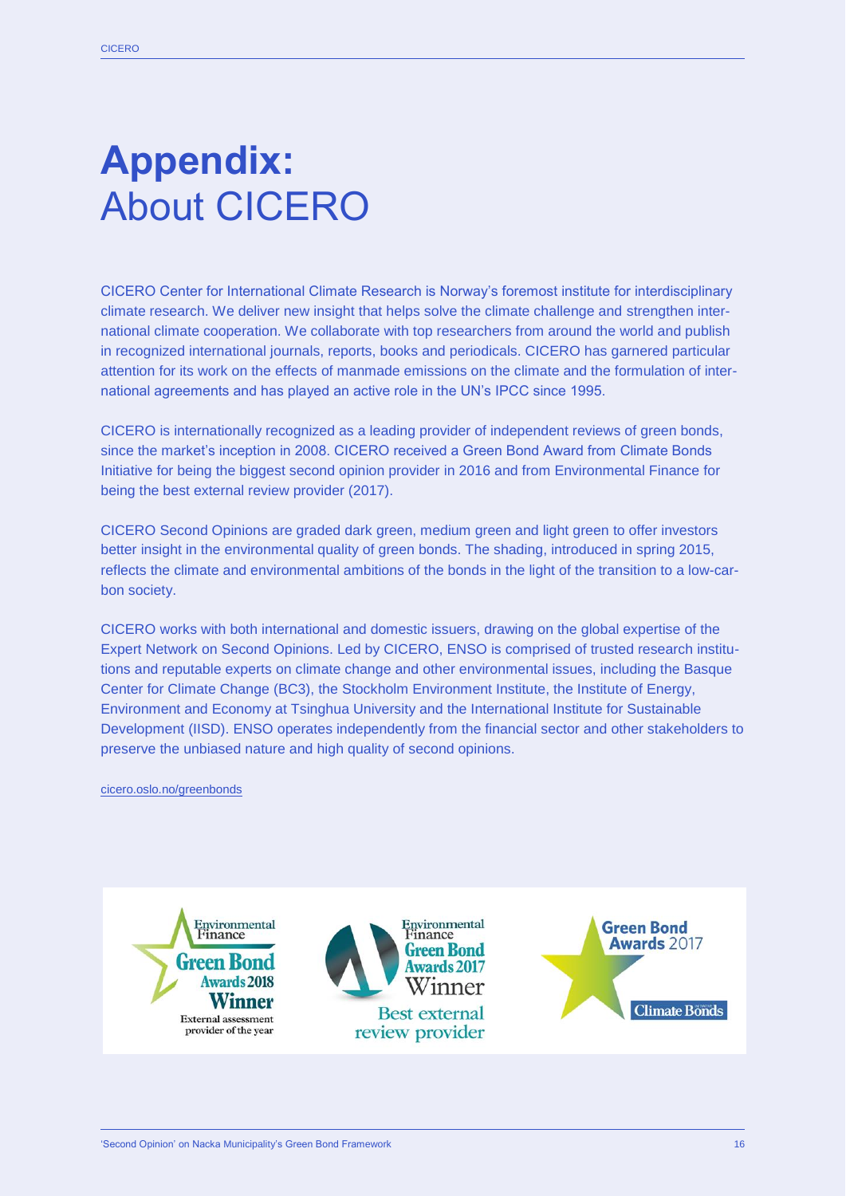# Appendix: About CICERO

CICERO Center for International Climate Research is Norway's foremost institute for interdisciplinary climate research. We deliver new insight that helps solve the climate challenge and strengthen international climate cooperation. We collaborate with top researchers from around the world and publish in recognized international journals, reports, books and periodicals. CICERO has garnered particular attention for its work on the effects of manmade emissions on the climate and the formulation of international agreements and has played an active role in the UN's IPCC since 1995.

CICERO is internationally recognized as a leading provider of independent reviews of green bonds, since the market's inception in 2008. CICERO received a Green Bond Award from Climate Bonds Initiative for being the biggest second opinion provider in 2016 and from Environmental Finance for being the best external review provider (2017).

CICERO Second Opinions are graded dark green, medium green and light green to offer investors better insight in the environmental quality of green bonds. The shading, introduced in spring 2015, reflects the climate and environmental ambitions of the bonds in the light of the transition to a low-carbon society.

CICERO works with both international and domestic issuers, drawing on the global expertise of the Expert Network on Second Opinions. Led by CICERO, ENSO is comprised of trusted research institutions and reputable experts on climate change and other environmental issues, including the Basque Center for Climate Change (BC3), the Stockholm Environment Institute, the Institute of Energy, Environment and Economy at Tsinghua University and the International Institute for Sustainable Development (IISD). ENSO operates independently from the financial sector and other stakeholders to preserve the unbiased nature and high quality of second opinions.

cicero.oslo.no/greenbonds

Environmental Finance Green Bond Awards 2018 Winner External assessment provider of the year

Environmental Finance Green Bond Awards 2017 Winner Best external review provider

Green Bond Awards 2017 Climate Bonds